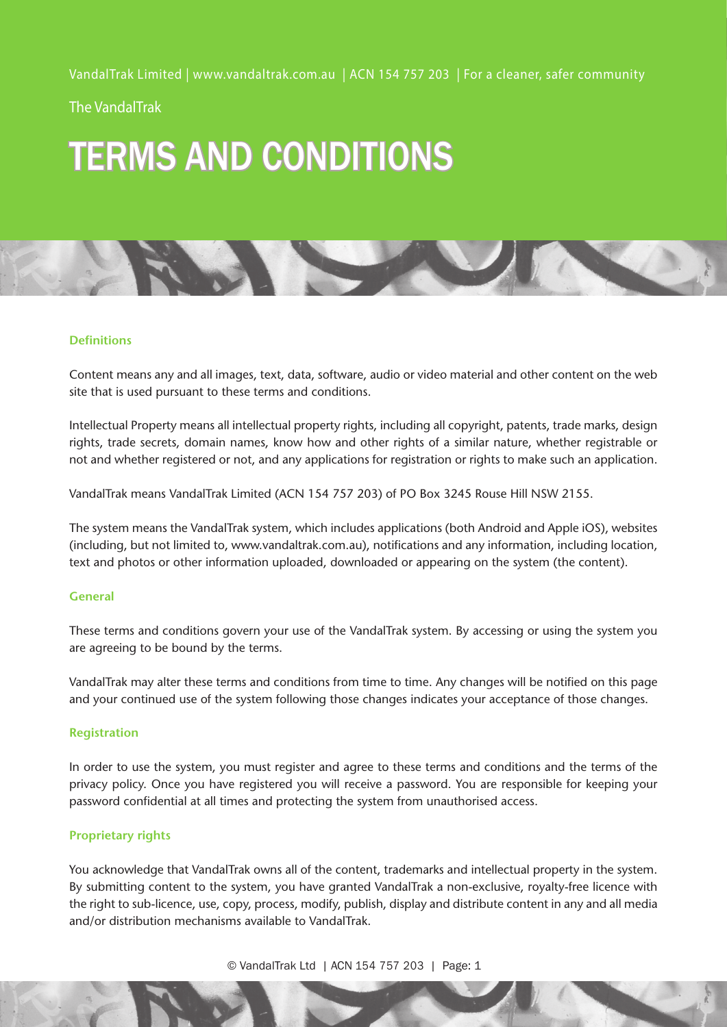The VandalTrak

# TERMS AND CONDITIONS

## Definitions

Content means any and all images, text, data, software, audio or video material and other content on the web site that is used pursuant to these terms and conditions.

Intellectual Property means all intellectual property rights, including all copyright, patents, trade marks, design rights, trade secrets, domain names, know how and other rights of a similar nature, whether registrable or not and whether registered or not, and any applications for registration or rights to make such an application.

VandalTrak means VandalTrak Limited (ACN 154 757 203) of PO Box 3245 Rouse Hill NSW 2155.

The system means the VandalTrak system, which includes applications (both Android and Apple iOS), websites (including, but not limited to, www.vandaltrak.com.au), notifications and any information, including location, text and photos or other information uploaded, downloaded or appearing on the system (the content).

## General

These terms and conditions govern your use of the VandalTrak system. By accessing or using the system you are agreeing to be bound by the terms.

VandalTrak may alter these terms and conditions from time to time. Any changes will be notified on this page and your continued use of the system following those changes indicates your acceptance of those changes.

## Registration

In order to use the system, you must register and agree to these terms and conditions and the terms of the privacy policy. Once you have registered you will receive a password. You are responsible for keeping your password confidential at all times and protecting the system from unauthorised access.

## Proprietary rights

You acknowledge that VandalTrak owns all of the content, trademarks and intellectual property in the system. By submitting content to the system, you have granted VandalTrak a non-exclusive, royalty-free licence with the right to sub-licence, use, copy, process, modify, publish, display and distribute content in any and all media and/or distribution mechanisms available to VandalTrak.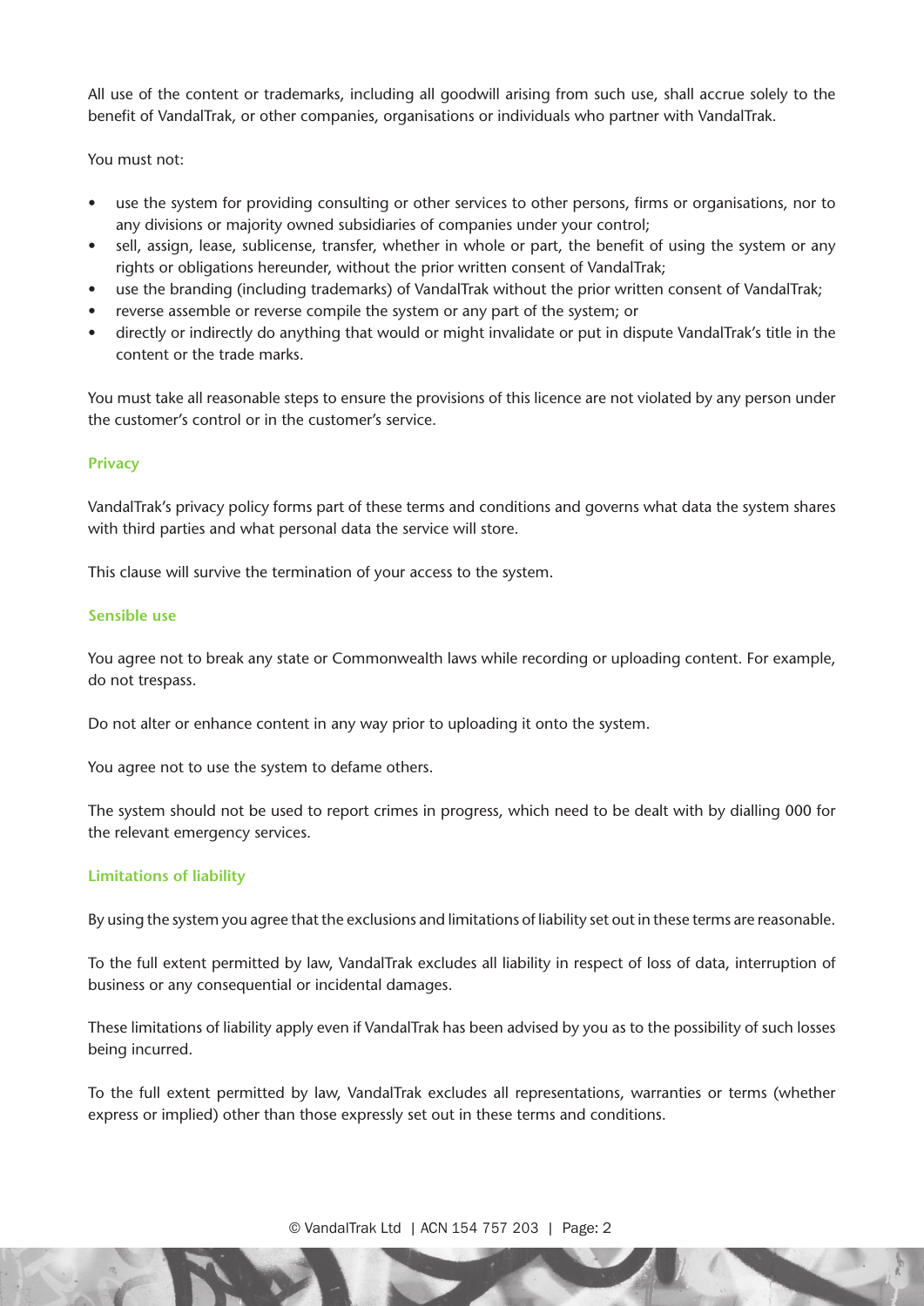All use of the content or trademarks, including all goodwill arising from such use, shall accrue solely to the benefit of VandalTrak, or other companies, organisations or individuals who partner with VandalTrak.

You must not:

- use the system for providing consulting or other services to other persons, firms or organisations, nor to any divisions or majority owned subsidiaries of companies under your control;
- sell, assign, lease, sublicense, transfer, whether in whole or part, the benefit of using the system or any rights or obligations hereunder, without the prior written consent of VandalTrak;
- use the branding (including trademarks) of VandalTrak without the prior written consent of VandalTrak;
- reverse assemble or reverse compile the system or any part of the system; or
- directly or indirectly do anything that would or might invalidate or put in dispute VandalTrak's title in the content or the trade marks.

You must take all reasonable steps to ensure the provisions of this licence are not violated by any person under the customer's control or in the customer's service.

### Privacy

VandalTrak's privacy policy forms part of these terms and conditions and governs what data the system shares with third parties and what personal data the service will store.

This clause will survive the termination of your access to the system.

### Sensible use

You agree not to break any state or Commonwealth laws while recording or uploading content. For example, do not trespass.

Do not alter or enhance content in any way prior to uploading it onto the system.

You agree not to use the system to defame others.

The system should not be used to report crimes in progress, which need to be dealt with by dialling 000 for the relevant emergency services.

### Limitations of liability

By using the system you agree that the exclusions and limitations of liability set out in these terms are reasonable.

To the full extent permitted by law, VandalTrak excludes all liability in respect of loss of data, interruption of business or any consequential or incidental damages.

These limitations of liability apply even if VandalTrak has been advised by you as to the possibility of such losses being incurred.

To the full extent permitted by law, VandalTrak excludes all representations, warranties or terms (whether express or implied) other than those expressly set out in these terms and conditions.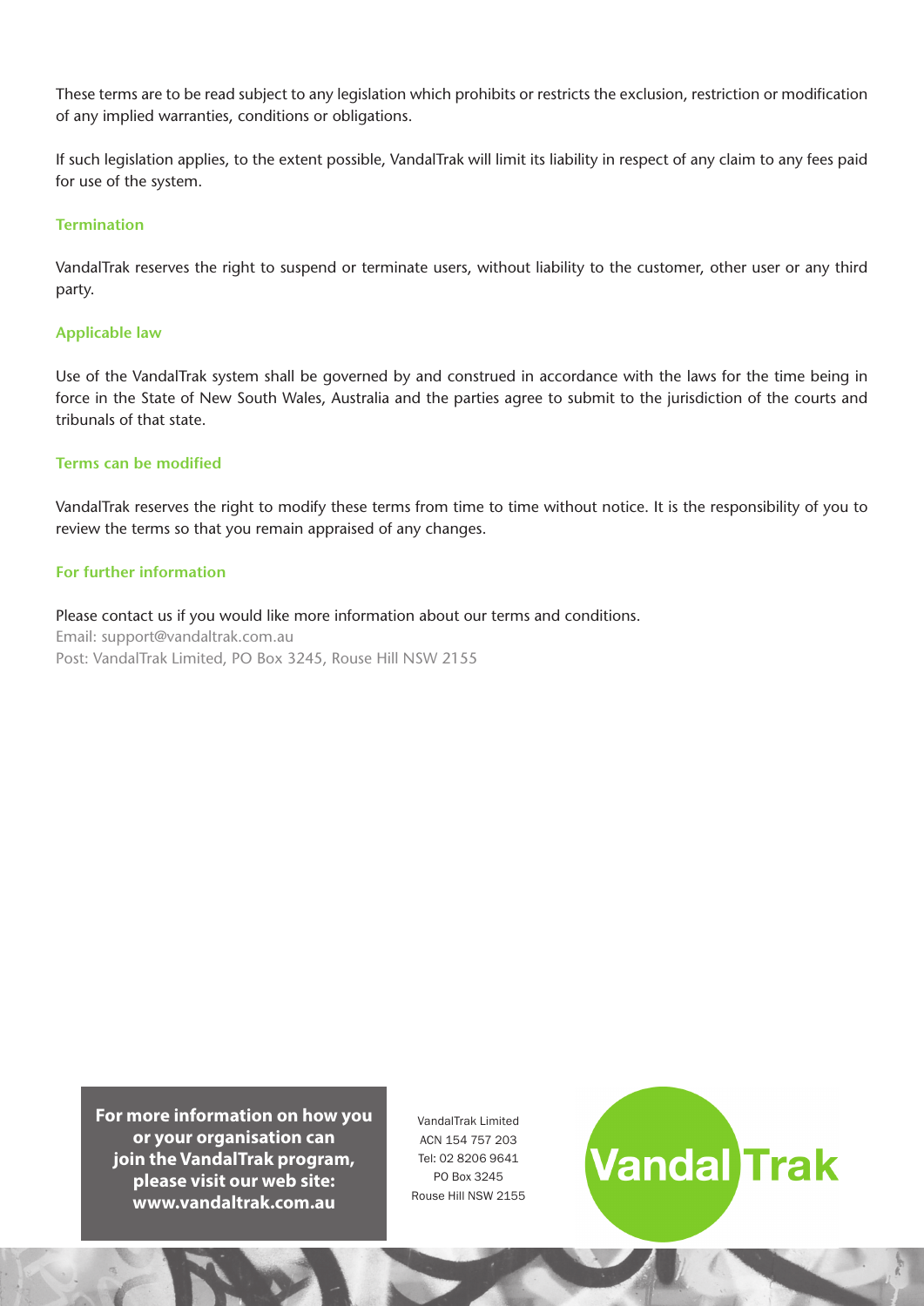These terms are to be read subject to any legislation which prohibits or restricts the exclusion, restriction or modification of any implied warranties, conditions or obligations.

If such legislation applies, to the extent possible, VandalTrak will limit its liability in respect of any claim to any fees paid for use of the system.

### Termination

VandalTrak reserves the right to suspend or terminate users, without liability to the customer, other user or any third party.

### Applicable law

Use of the VandalTrak system shall be governed by and construed in accordance with the laws for the time being in force in the State of New South Wales, Australia and the parties agree to submit to the jurisdiction of the courts and tribunals of that state.

### Terms can be modified

VandalTrak reserves the right to modify these terms from time to time without notice. It is the responsibility of you to review the terms so that you remain appraised of any changes.

### For further information

Please contact us if you would like more information about our terms and conditions.
Email: support@vandaltrak.com.au
Post: VandalTrak Limited, PO Box 3245, Rouse Hill NSW 2155

**For more information on how you or your organisation can join the VandalTrak program, please visit our web site: www.vandaltrak.com.au**

VandalTrak Limited
ACN 154 757 203
Tel: 02 8206 9641
PO Box 3245
Rouse Hill NSW 2155

VandalTrak